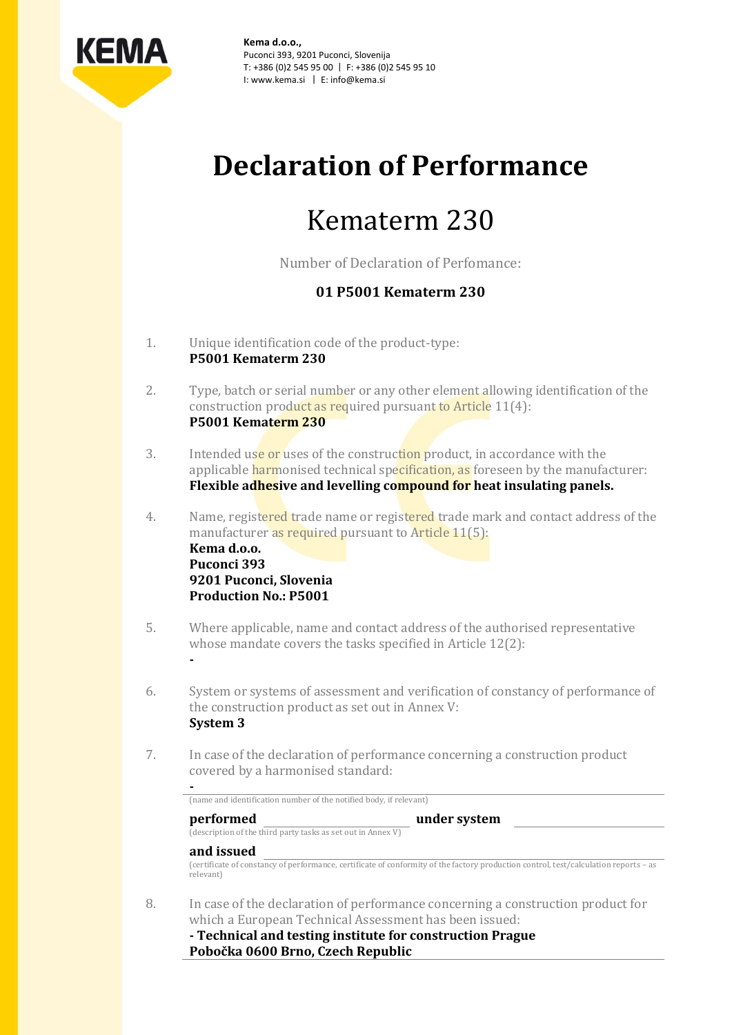**Kema d.o.o.,**
Puconci 393, 9201 Puconci, Slovenija
T: +386 (0)2 545 95 00 | F: +386 (0)2 545 95 10
I: www.kema.si | E: info@kema.si

# Declaration of Performance

## Kematerm 230

Number of Declaration of Perfomance:

**01 P5001 Kematerm 230**

1. Unique identification code of the product-type:
   **P5001 Kematerm 230**

2. Type, batch or serial number or any other element allowing identification of the construction product as required pursuant to Article 11(4):
   **P5001 Kematerm 230**

3. Intended use or uses of the construction product, in accordance with the applicable harmonised technical specification, as foreseen by the manufacturer:
   **Flexible adhesive and levelling compound for heat insulating panels.**

4. Name, registered trade name or registered trade mark and contact address of the manufacturer as required pursuant to Article 11(5):
   **Kema d.o.o.**
   **Puconci 393**
   **9201 Puconci, Slovenia**
   **Production No.: P5001**

5. Where applicable, name and contact address of the authorised representative whose mandate covers the tasks specified in Article 12(2):
   **-**

6. System or systems of assessment and verification of constancy of performance of the construction product as set out in Annex V:
   **System 3**

7. In case of the declaration of performance concerning a construction product covered by a harmonised standard:
   **-**
   (name and identification number of the notified body, if relevant)
   **performed** ______ **under system** ______
   (description of the third party tasks as set out in Annex V)
   **and issued** ______
   (certificate of constancy of performance, certificate of conformity of the factory production control, test/calculation reports – as relevant)

8. In case of the declaration of performance concerning a construction product for which a European Technical Assessment has been issued:
   **- Technical and testing institute for construction Prague**
   **Pobočka 0600 Brno, Czech Republic**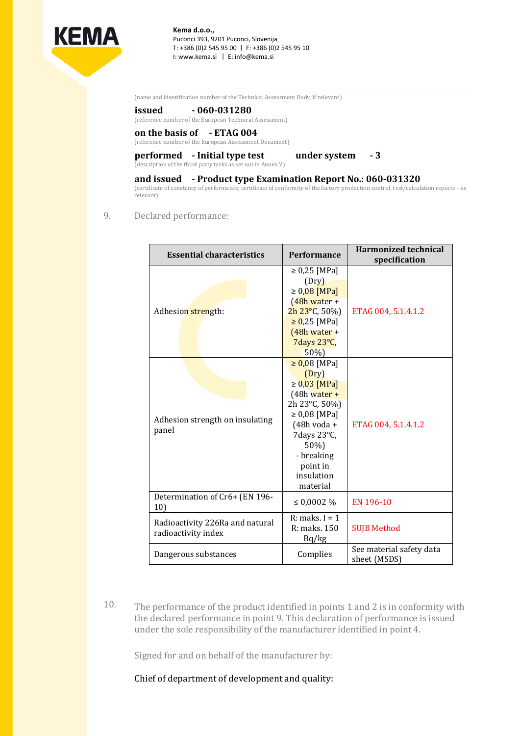Kema d.o.o.,
Puconci 393, 9201 Puconci, Slovenija
T: +386 (0)2 545 95 00 | F: +386 (0)2 545 95 10
I: www.kema.si | E: info@kema.si

(name and identification number of the Technical Assessment Body, if relevant)

**issued** **- 060-031280**
(reference number of the European Technical Assessment)

**on the basis of** **- ETAG 004**
(reference number of the European Assessment Document)

**performed** **- Initial type test** **under system** **- 3**
(description of the third party tasks as set out in Annex V)

**and issued** **- Product type Examination Report No.: 060-031320**
(certificate of constancy of performance, certificate of conformity of the factory production control, test/calculation reports – as relevant)

9. Declared performance:

| Essential characteristics | Performance | Harmonized technical specification |
|---|---|---|
| Adhesion strength: | ≥ 0,25 [MPa] (Dry) ≥ 0,08 [MPa] (48h water + 2h 23°C, 50%) ≥ 0,25 [MPa] (48h water + 7days 23°C, 50%) | ETAG 004, 5.1.4.1.2 |
| Adhesion strength on insulating panel | ≥ 0,08 [MPa] (Dry) ≥ 0,03 [MPa] (48h water + 2h 23°C, 50%) ≥ 0,08 [MPa] (48h voda + 7days 23°C, 50%) - breaking point in insulation material | ETAG 004, 5.1.4.1.2 |
| Determination of Cr6+ (EN 196-10) | ≤ 0,0002 % | EN 196-10 |
| Radioactivity 226Ra and natural radioactivity index | R: maks. I = 1 R: maks. 150 Bq/kg | SUJB Method |
| Dangerous substances | Complies | See material safety data sheet (MSDS) |

10. The performance of the product identified in points 1 and 2 is in conformity with the declared performance in point 9. This declaration of performance is issued under the sole responsibility of the manufacturer identified in point 4.

Signed for and on behalf of the manufacturer by:

Chief of department of development and quality: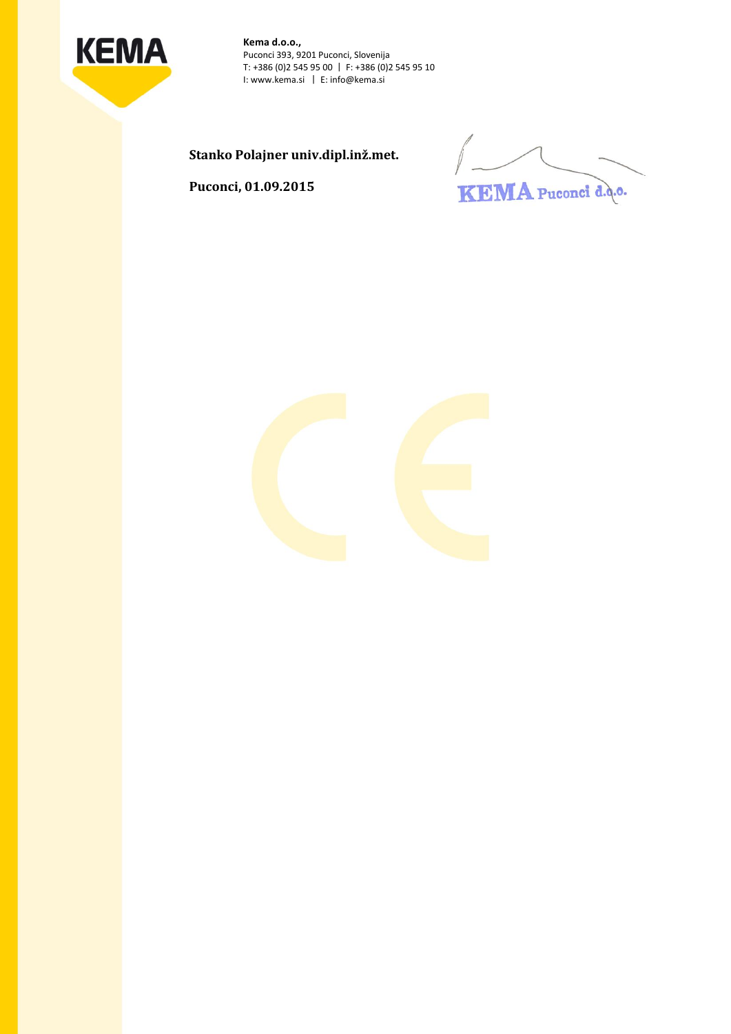**Kema d.o.o.,**
Puconci 393, 9201 Puconci, Slovenija
T: +386 (0)2 545 95 00 | F: +386 (0)2 545 95 10
I: www.kema.si | E: info@kema.si

**Stanko Polajner univ.dipl.inž.met.**

**Puconci, 01.09.2015**

KEMA Puconci d.o.o.